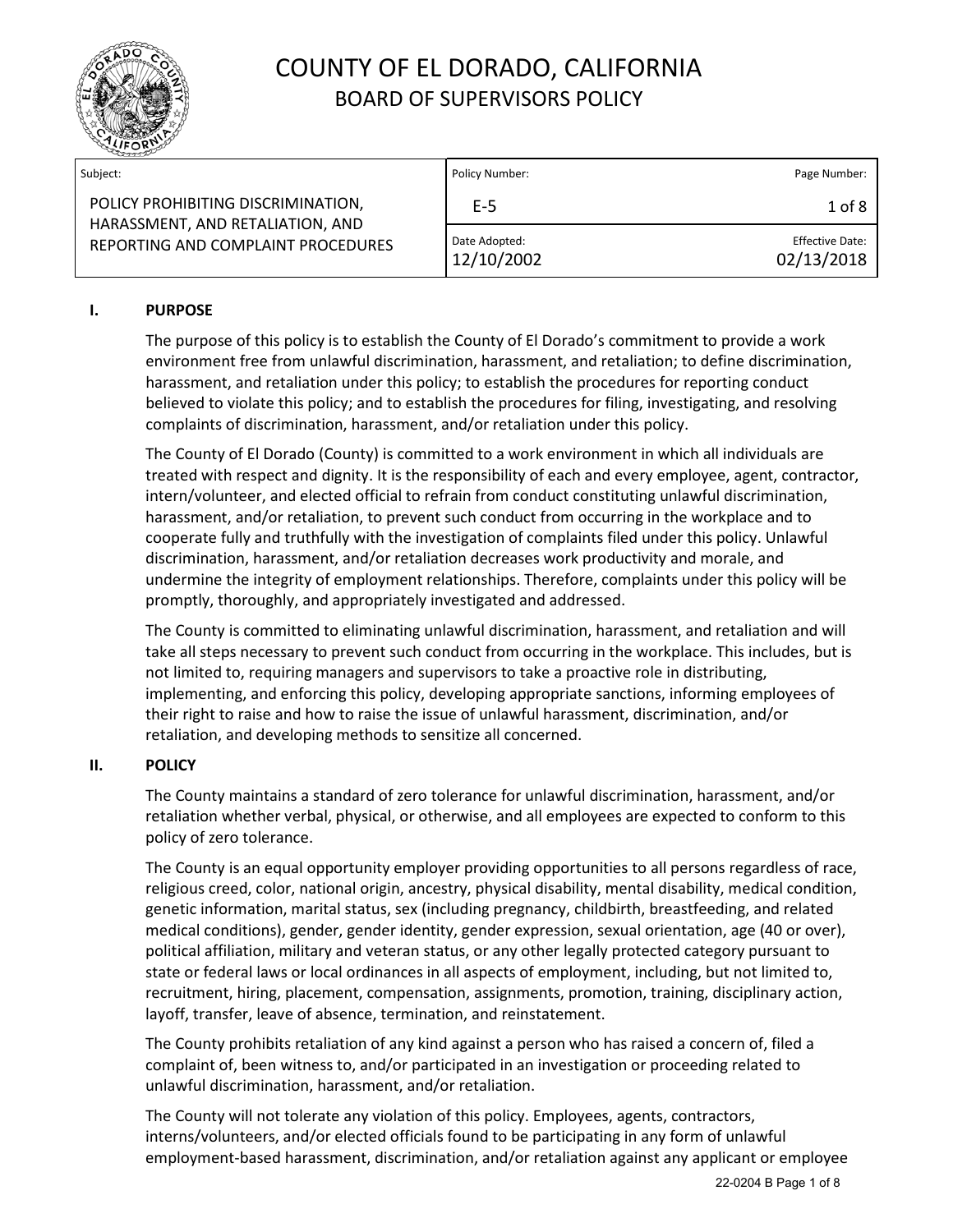# COUNTY OF EL DORADO, CALIFORNIA
## BOARD OF SUPERVISORS POLICY

| Subject: | Policy Number: | Page Number: |
|---|---|---|
| POLICY PROHIBITING DISCRIMINATION, HARASSMENT, AND RETALIATION, AND REPORTING AND COMPLAINT PROCEDURES | E-5 | 1 of 8 |
| | Date Adopted: 12/10/2002 | Effective Date: 02/13/2018 |

### I. PURPOSE

The purpose of this policy is to establish the County of El Dorado's commitment to provide a work environment free from unlawful discrimination, harassment, and retaliation; to define discrimination, harassment, and retaliation under this policy; to establish the procedures for reporting conduct believed to violate this policy; and to establish the procedures for filing, investigating, and resolving complaints of discrimination, harassment, and/or retaliation under this policy.

The County of El Dorado (County) is committed to a work environment in which all individuals are treated with respect and dignity. It is the responsibility of each and every employee, agent, contractor, intern/volunteer, and elected official to refrain from conduct constituting unlawful discrimination, harassment, and/or retaliation, to prevent such conduct from occurring in the workplace and to cooperate fully and truthfully with the investigation of complaints filed under this policy. Unlawful discrimination, harassment, and/or retaliation decreases work productivity and morale, and undermine the integrity of employment relationships. Therefore, complaints under this policy will be promptly, thoroughly, and appropriately investigated and addressed.

The County is committed to eliminating unlawful discrimination, harassment, and retaliation and will take all steps necessary to prevent such conduct from occurring in the workplace. This includes, but is not limited to, requiring managers and supervisors to take a proactive role in distributing, implementing, and enforcing this policy, developing appropriate sanctions, informing employees of their right to raise and how to raise the issue of unlawful harassment, discrimination, and/or retaliation, and developing methods to sensitize all concerned.

### II. POLICY

The County maintains a standard of zero tolerance for unlawful discrimination, harassment, and/or retaliation whether verbal, physical, or otherwise, and all employees are expected to conform to this policy of zero tolerance.

The County is an equal opportunity employer providing opportunities to all persons regardless of race, religious creed, color, national origin, ancestry, physical disability, mental disability, medical condition, genetic information, marital status, sex (including pregnancy, childbirth, breastfeeding, and related medical conditions), gender, gender identity, gender expression, sexual orientation, age (40 or over), political affiliation, military and veteran status, or any other legally protected category pursuant to state or federal laws or local ordinances in all aspects of employment, including, but not limited to, recruitment, hiring, placement, compensation, assignments, promotion, training, disciplinary action, layoff, transfer, leave of absence, termination, and reinstatement.

The County prohibits retaliation of any kind against a person who has raised a concern of, filed a complaint of, been witness to, and/or participated in an investigation or proceeding related to unlawful discrimination, harassment, and/or retaliation.

The County will not tolerate any violation of this policy. Employees, agents, contractors, interns/volunteers, and/or elected officials found to be participating in any form of unlawful employment-based harassment, discrimination, and/or retaliation against any applicant or employee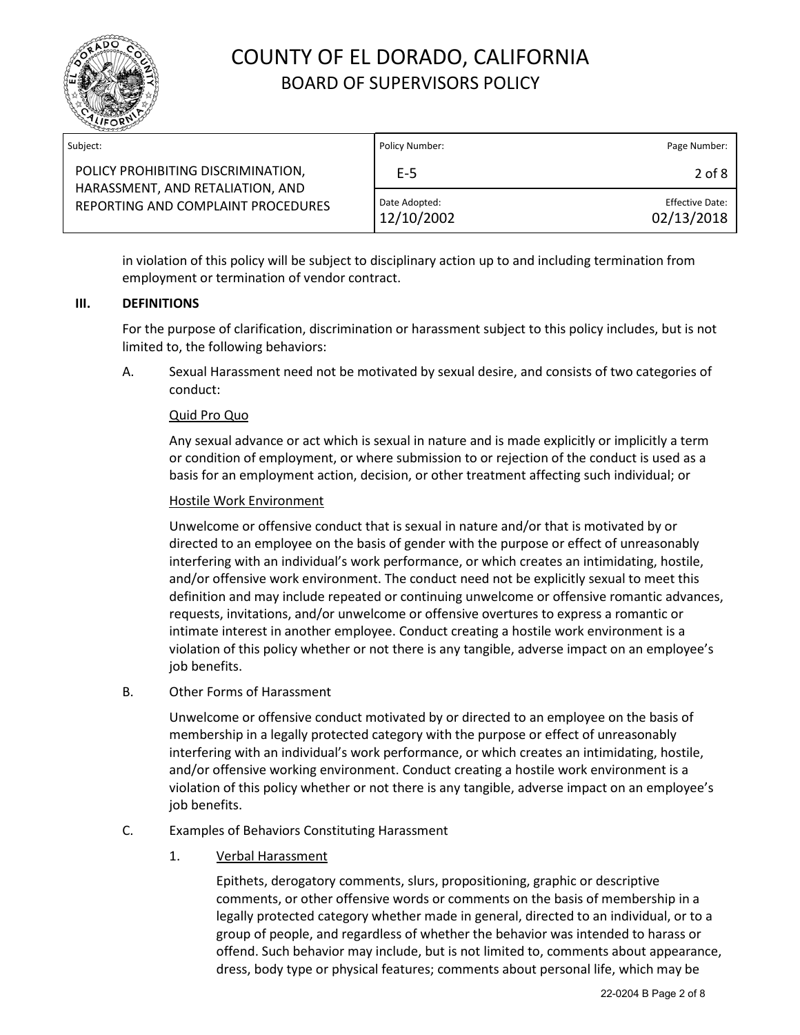in violation of this policy will be subject to disciplinary action up to and including termination from employment or termination of vendor contract.

## III. DEFINITIONS

For the purpose of clarification, discrimination or harassment subject to this policy includes, but is not limited to, the following behaviors:

A. Sexual Harassment need not be motivated by sexual desire, and consists of two categories of conduct:

<u>Quid Pro Quo</u>

Any sexual advance or act which is sexual in nature and is made explicitly or implicitly a term or condition of employment, or where submission to or rejection of the conduct is used as a basis for an employment action, decision, or other treatment affecting such individual; or

<u>Hostile Work Environment</u>

Unwelcome or offensive conduct that is sexual in nature and/or that is motivated by or directed to an employee on the basis of gender with the purpose or effect of unreasonably interfering with an individual's work performance, or which creates an intimidating, hostile, and/or offensive work environment. The conduct need not be explicitly sexual to meet this definition and may include repeated or continuing unwelcome or offensive romantic advances, requests, invitations, and/or unwelcome or offensive overtures to express a romantic or intimate interest in another employee. Conduct creating a hostile work environment is a violation of this policy whether or not there is any tangible, adverse impact on an employee's job benefits.

B. Other Forms of Harassment

Unwelcome or offensive conduct motivated by or directed to an employee on the basis of membership in a legally protected category with the purpose or effect of unreasonably interfering with an individual's work performance, or which creates an intimidating, hostile, and/or offensive working environment. Conduct creating a hostile work environment is a violation of this policy whether or not there is any tangible, adverse impact on an employee's job benefits.

C. Examples of Behaviors Constituting Harassment

1. <u>Verbal Harassment</u>

   Epithets, derogatory comments, slurs, propositioning, graphic or descriptive comments, or other offensive words or comments on the basis of membership in a legally protected category whether made in general, directed to an individual, or to a group of people, and regardless of whether the behavior was intended to harass or offend. Such behavior may include, but is not limited to, comments about appearance, dress, body type or physical features; comments about personal life, which may be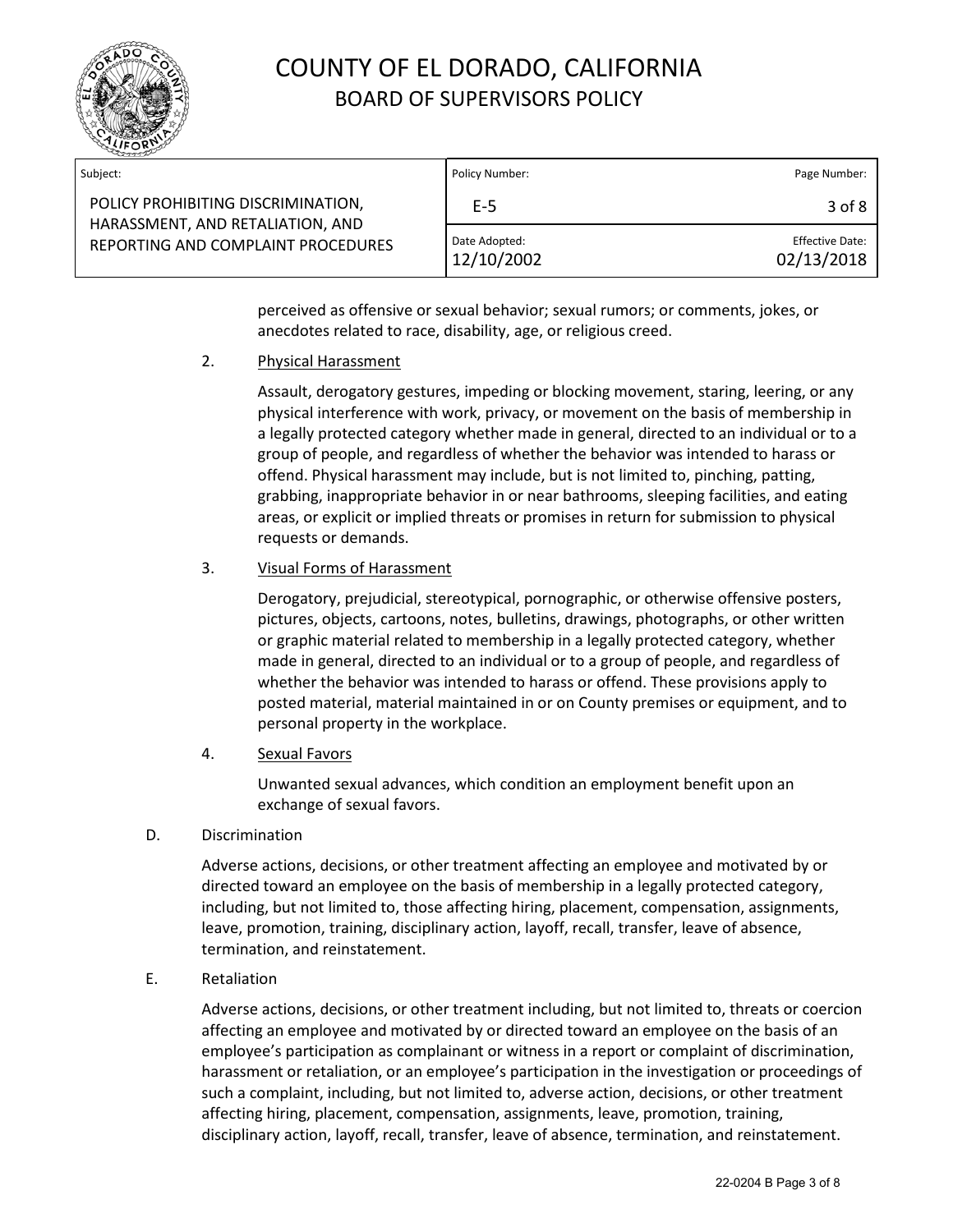perceived as offensive or sexual behavior; sexual rumors; or comments, jokes, or anecdotes related to race, disability, age, or religious creed.

2. Physical Harassment

   Assault, derogatory gestures, impeding or blocking movement, staring, leering, or any physical interference with work, privacy, or movement on the basis of membership in a legally protected category whether made in general, directed to an individual or to a group of people, and regardless of whether the behavior was intended to harass or offend. Physical harassment may include, but is not limited to, pinching, patting, grabbing, inappropriate behavior in or near bathrooms, sleeping facilities, and eating areas, or explicit or implied threats or promises in return for submission to physical requests or demands.

3. Visual Forms of Harassment

   Derogatory, prejudicial, stereotypical, pornographic, or otherwise offensive posters, pictures, objects, cartoons, notes, bulletins, drawings, photographs, or other written or graphic material related to membership in a legally protected category, whether made in general, directed to an individual or to a group of people, and regardless of whether the behavior was intended to harass or offend. These provisions apply to posted material, material maintained in or on County premises or equipment, and to personal property in the workplace.

4. Sexual Favors

   Unwanted sexual advances, which condition an employment benefit upon an exchange of sexual favors.

D. Discrimination

   Adverse actions, decisions, or other treatment affecting an employee and motivated by or directed toward an employee on the basis of membership in a legally protected category, including, but not limited to, those affecting hiring, placement, compensation, assignments, leave, promotion, training, disciplinary action, layoff, recall, transfer, leave of absence, termination, and reinstatement.

E. Retaliation

   Adverse actions, decisions, or other treatment including, but not limited to, threats or coercion affecting an employee and motivated by or directed toward an employee on the basis of an employee's participation as complainant or witness in a report or complaint of discrimination, harassment or retaliation, or an employee's participation in the investigation or proceedings of such a complaint, including, but not limited to, adverse action, decisions, or other treatment affecting hiring, placement, compensation, assignments, leave, promotion, training, disciplinary action, layoff, recall, transfer, leave of absence, termination, and reinstatement.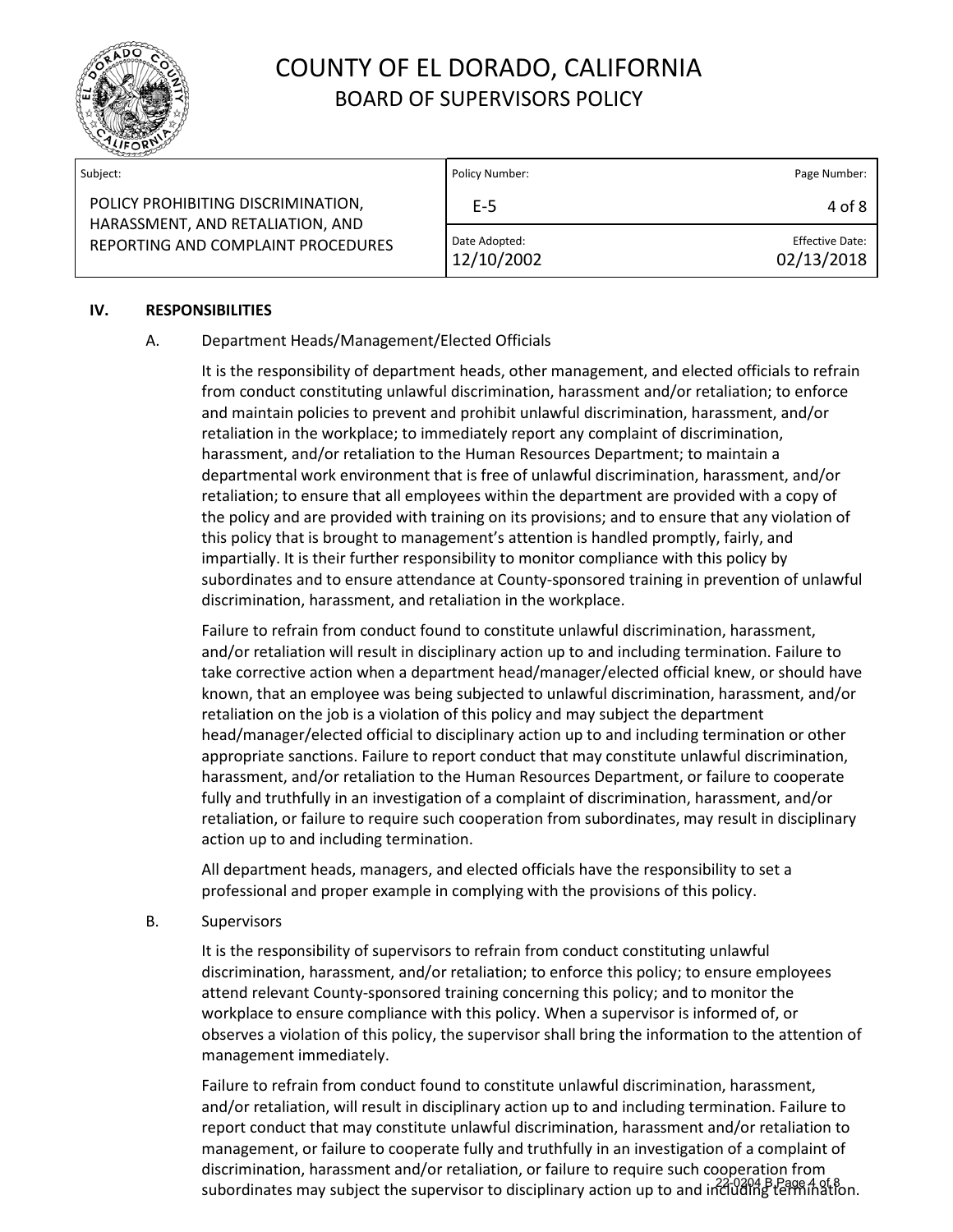## IV. RESPONSIBILITIES

### A. Department Heads/Management/Elected Officials

It is the responsibility of department heads, other management, and elected officials to refrain from conduct constituting unlawful discrimination, harassment and/or retaliation; to enforce and maintain policies to prevent and prohibit unlawful discrimination, harassment, and/or retaliation in the workplace; to immediately report any complaint of discrimination, harassment, and/or retaliation to the Human Resources Department; to maintain a departmental work environment that is free of unlawful discrimination, harassment, and/or retaliation; to ensure that all employees within the department are provided with a copy of the policy and are provided with training on its provisions; and to ensure that any violation of this policy that is brought to management's attention is handled promptly, fairly, and impartially. It is their further responsibility to monitor compliance with this policy by subordinates and to ensure attendance at County-sponsored training in prevention of unlawful discrimination, harassment, and retaliation in the workplace.

Failure to refrain from conduct found to constitute unlawful discrimination, harassment, and/or retaliation will result in disciplinary action up to and including termination. Failure to take corrective action when a department head/manager/elected official knew, or should have known, that an employee was being subjected to unlawful discrimination, harassment, and/or retaliation on the job is a violation of this policy and may subject the department head/manager/elected official to disciplinary action up to and including termination or other appropriate sanctions. Failure to report conduct that may constitute unlawful discrimination, harassment, and/or retaliation to the Human Resources Department, or failure to cooperate fully and truthfully in an investigation of a complaint of discrimination, harassment, and/or retaliation, or failure to require such cooperation from subordinates, may result in disciplinary action up to and including termination.

All department heads, managers, and elected officials have the responsibility to set a professional and proper example in complying with the provisions of this policy.

### B. Supervisors

It is the responsibility of supervisors to refrain from conduct constituting unlawful discrimination, harassment, and/or retaliation; to enforce this policy; to ensure employees attend relevant County-sponsored training concerning this policy; and to monitor the workplace to ensure compliance with this policy. When a supervisor is informed of, or observes a violation of this policy, the supervisor shall bring the information to the attention of management immediately.

Failure to refrain from conduct found to constitute unlawful discrimination, harassment, and/or retaliation, will result in disciplinary action up to and including termination. Failure to report conduct that may constitute unlawful discrimination, harassment and/or retaliation to management, or failure to cooperate fully and truthfully in an investigation of a complaint of discrimination, harassment and/or retaliation, or failure to require such cooperation from subordinates may subject the supervisor to disciplinary action up to and including termination.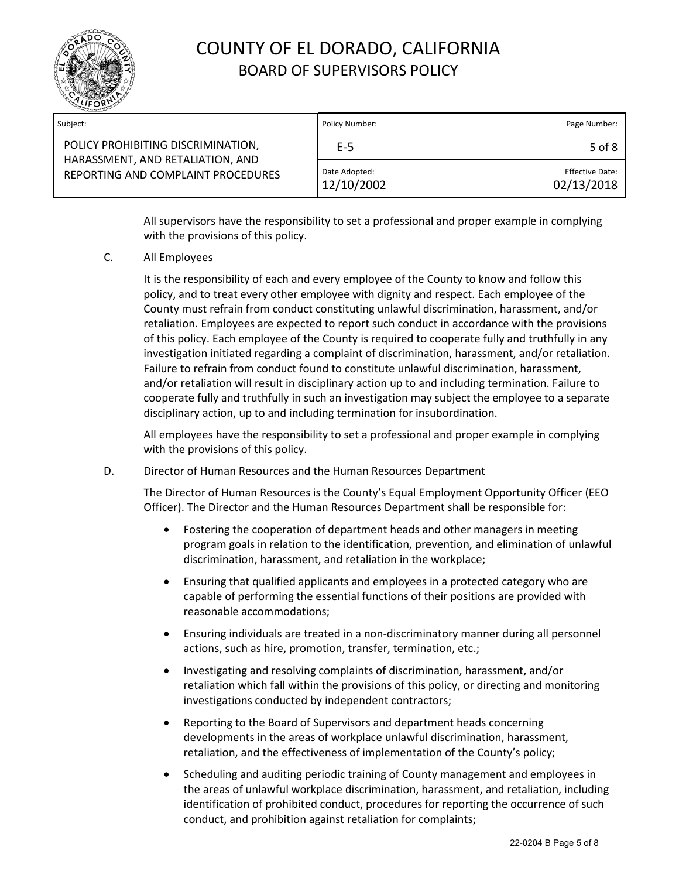All supervisors have the responsibility to set a professional and proper example in complying with the provisions of this policy.

C. All Employees

It is the responsibility of each and every employee of the County to know and follow this policy, and to treat every other employee with dignity and respect. Each employee of the County must refrain from conduct constituting unlawful discrimination, harassment, and/or retaliation. Employees are expected to report such conduct in accordance with the provisions of this policy. Each employee of the County is required to cooperate fully and truthfully in any investigation initiated regarding a complaint of discrimination, harassment, and/or retaliation. Failure to refrain from conduct found to constitute unlawful discrimination, harassment, and/or retaliation will result in disciplinary action up to and including termination. Failure to cooperate fully and truthfully in such an investigation may subject the employee to a separate disciplinary action, up to and including termination for insubordination.

All employees have the responsibility to set a professional and proper example in complying with the provisions of this policy.

D. Director of Human Resources and the Human Resources Department

The Director of Human Resources is the County's Equal Employment Opportunity Officer (EEO Officer). The Director and the Human Resources Department shall be responsible for:

- Fostering the cooperation of department heads and other managers in meeting program goals in relation to the identification, prevention, and elimination of unlawful discrimination, harassment, and retaliation in the workplace;
- Ensuring that qualified applicants and employees in a protected category who are capable of performing the essential functions of their positions are provided with reasonable accommodations;
- Ensuring individuals are treated in a non-discriminatory manner during all personnel actions, such as hire, promotion, transfer, termination, etc.;
- Investigating and resolving complaints of discrimination, harassment, and/or retaliation which fall within the provisions of this policy, or directing and monitoring investigations conducted by independent contractors;
- Reporting to the Board of Supervisors and department heads concerning developments in the areas of workplace unlawful discrimination, harassment, retaliation, and the effectiveness of implementation of the County's policy;
- Scheduling and auditing periodic training of County management and employees in the areas of unlawful workplace discrimination, harassment, and retaliation, including identification of prohibited conduct, procedures for reporting the occurrence of such conduct, and prohibition against retaliation for complaints;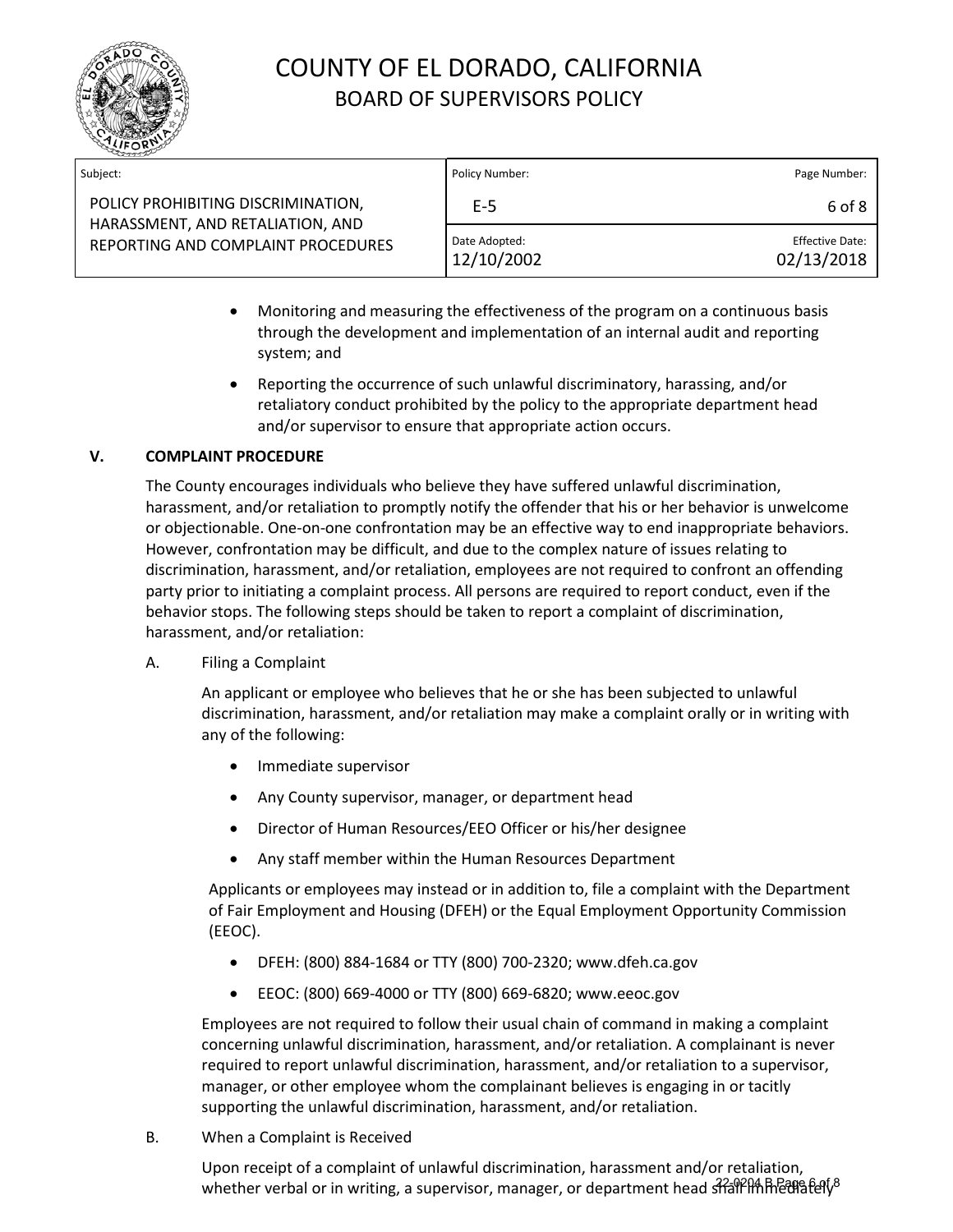- Monitoring and measuring the effectiveness of the program on a continuous basis through the development and implementation of an internal audit and reporting system; and
- Reporting the occurrence of such unlawful discriminatory, harassing, and/or retaliatory conduct prohibited by the policy to the appropriate department head and/or supervisor to ensure that appropriate action occurs.

## V. COMPLAINT PROCEDURE

The County encourages individuals who believe they have suffered unlawful discrimination, harassment, and/or retaliation to promptly notify the offender that his or her behavior is unwelcome or objectionable. One-on-one confrontation may be an effective way to end inappropriate behaviors. However, confrontation may be difficult, and due to the complex nature of issues relating to discrimination, harassment, and/or retaliation, employees are not required to confront an offending party prior to initiating a complaint process. All persons are required to report conduct, even if the behavior stops. The following steps should be taken to report a complaint of discrimination, harassment, and/or retaliation:

### A. Filing a Complaint

An applicant or employee who believes that he or she has been subjected to unlawful discrimination, harassment, and/or retaliation may make a complaint orally or in writing with any of the following:

- Immediate supervisor
- Any County supervisor, manager, or department head
- Director of Human Resources/EEO Officer or his/her designee
- Any staff member within the Human Resources Department

Applicants or employees may instead or in addition to, file a complaint with the Department of Fair Employment and Housing (DFEH) or the Equal Employment Opportunity Commission (EEOC).

- DFEH: (800) 884-1684 or TTY (800) 700-2320; www.dfeh.ca.gov
- EEOC: (800) 669-4000 or TTY (800) 669-6820; www.eeoc.gov

Employees are not required to follow their usual chain of command in making a complaint concerning unlawful discrimination, harassment, and/or retaliation. A complainant is never required to report unlawful discrimination, harassment, and/or retaliation to a supervisor, manager, or other employee whom the complainant believes is engaging in or tacitly supporting the unlawful discrimination, harassment, and/or retaliation.

### B. When a Complaint is Received

Upon receipt of a complaint of unlawful discrimination, harassment and/or retaliation, whether verbal or in writing, a supervisor, manager, or department head shall immediately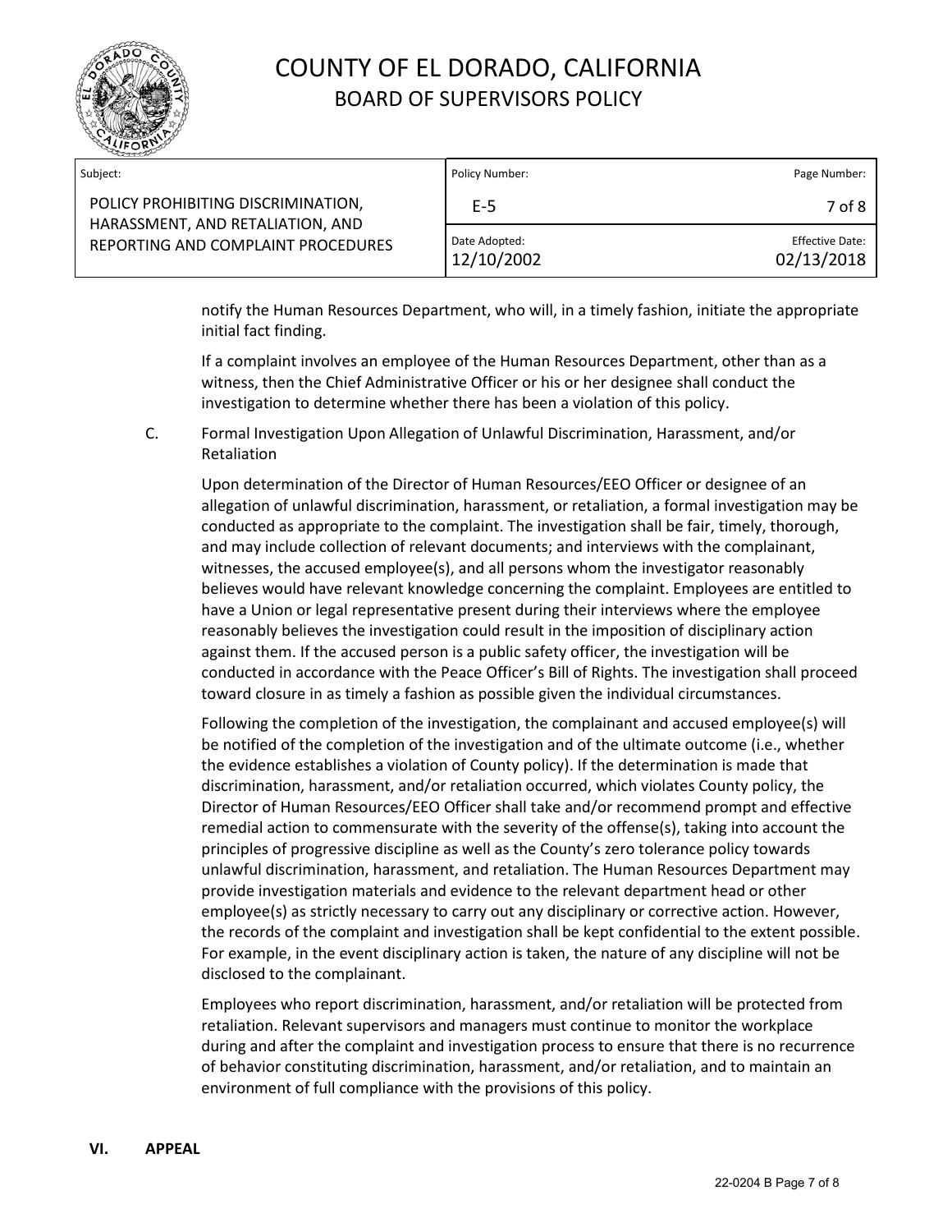notify the Human Resources Department, who will, in a timely fashion, initiate the appropriate initial fact finding.

If a complaint involves an employee of the Human Resources Department, other than as a witness, then the Chief Administrative Officer or his or her designee shall conduct the investigation to determine whether there has been a violation of this policy.

C. Formal Investigation Upon Allegation of Unlawful Discrimination, Harassment, and/or Retaliation

Upon determination of the Director of Human Resources/EEO Officer or designee of an allegation of unlawful discrimination, harassment, or retaliation, a formal investigation may be conducted as appropriate to the complaint. The investigation shall be fair, timely, thorough, and may include collection of relevant documents; and interviews with the complainant, witnesses, the accused employee(s), and all persons whom the investigator reasonably believes would have relevant knowledge concerning the complaint. Employees are entitled to have a Union or legal representative present during their interviews where the employee reasonably believes the investigation could result in the imposition of disciplinary action against them. If the accused person is a public safety officer, the investigation will be conducted in accordance with the Peace Officer's Bill of Rights. The investigation shall proceed toward closure in as timely a fashion as possible given the individual circumstances.

Following the completion of the investigation, the complainant and accused employee(s) will be notified of the completion of the investigation and of the ultimate outcome (i.e., whether the evidence establishes a violation of County policy). If the determination is made that discrimination, harassment, and/or retaliation occurred, which violates County policy, the Director of Human Resources/EEO Officer shall take and/or recommend prompt and effective remedial action to commensurate with the severity of the offense(s), taking into account the principles of progressive discipline as well as the County's zero tolerance policy towards unlawful discrimination, harassment, and retaliation. The Human Resources Department may provide investigation materials and evidence to the relevant department head or other employee(s) as strictly necessary to carry out any disciplinary or corrective action. However, the records of the complaint and investigation shall be kept confidential to the extent possible. For example, in the event disciplinary action is taken, the nature of any discipline will not be disclosed to the complainant.

Employees who report discrimination, harassment, and/or retaliation will be protected from retaliation. Relevant supervisors and managers must continue to monitor the workplace during and after the complaint and investigation process to ensure that there is no recurrence of behavior constituting discrimination, harassment, and/or retaliation, and to maintain an environment of full compliance with the provisions of this policy.

## VI. APPEAL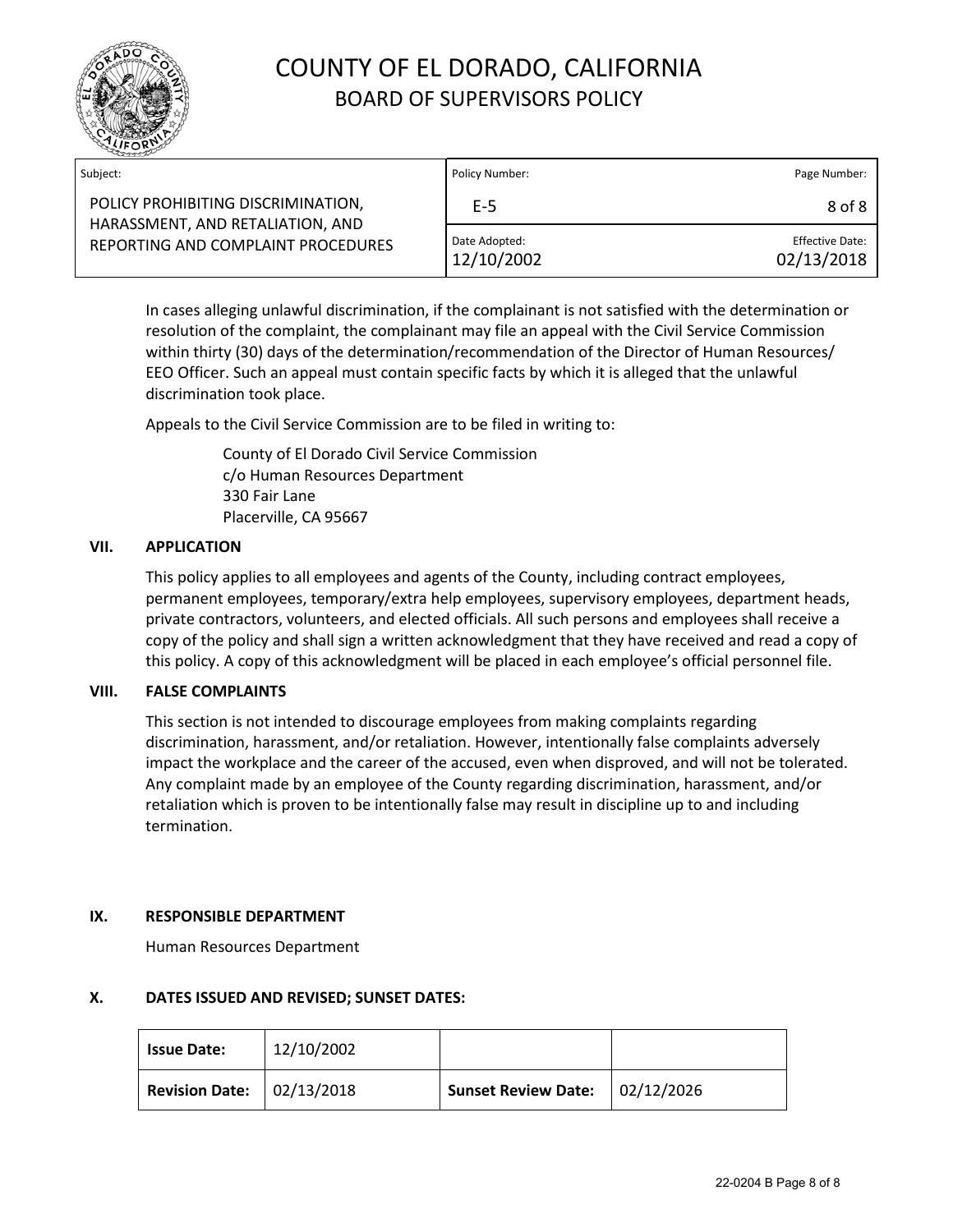In cases alleging unlawful discrimination, if the complainant is not satisfied with the determination or resolution of the complaint, the complainant may file an appeal with the Civil Service Commission within thirty (30) days of the determination/recommendation of the Director of Human Resources/ EEO Officer. Such an appeal must contain specific facts by which it is alleged that the unlawful discrimination took place.

Appeals to the Civil Service Commission are to be filed in writing to:

> County of El Dorado Civil Service Commission
> c/o Human Resources Department
> 330 Fair Lane
> Placerville, CA 95667

## VII. APPLICATION

This policy applies to all employees and agents of the County, including contract employees, permanent employees, temporary/extra help employees, supervisory employees, department heads, private contractors, volunteers, and elected officials. All such persons and employees shall receive a copy of the policy and shall sign a written acknowledgment that they have received and read a copy of this policy. A copy of this acknowledgment will be placed in each employee's official personnel file.

## VIII. FALSE COMPLAINTS

This section is not intended to discourage employees from making complaints regarding discrimination, harassment, and/or retaliation. However, intentionally false complaints adversely impact the workplace and the career of the accused, even when disproved, and will not be tolerated. Any complaint made by an employee of the County regarding discrimination, harassment, and/or retaliation which is proven to be intentionally false may result in discipline up to and including termination.

## IX. RESPONSIBLE DEPARTMENT

Human Resources Department

## X. DATES ISSUED AND REVISED; SUNSET DATES:

| | | | |
|---|---|---|---|
| **Issue Date:** | 12/10/2002 | | |
| **Revision Date:** | 02/13/2018 | **Sunset Review Date:** | 02/12/2026 |